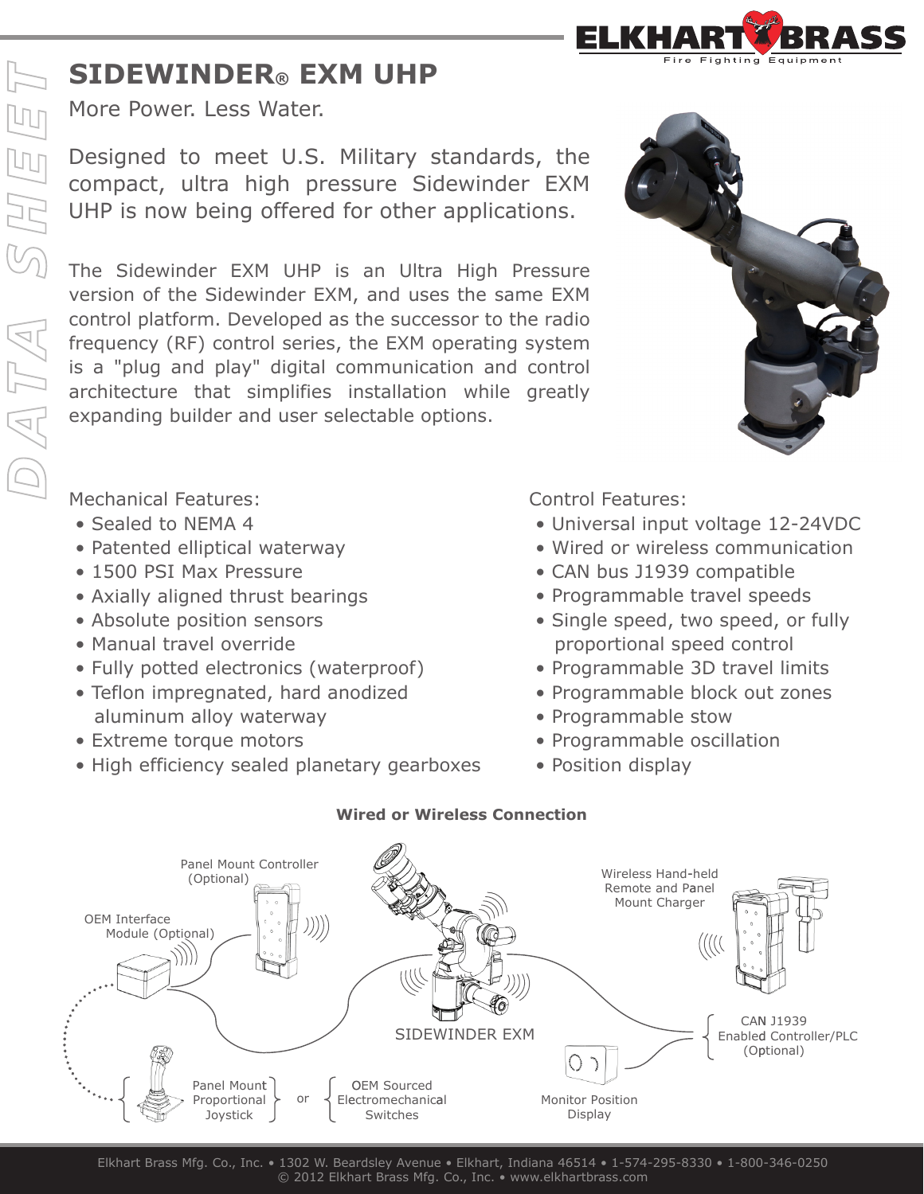# SIDEWINDER® EXM UHP

More Power. Less Water.

Designed to meet U.S. Military standards, the compact, ultra high pressure Sidewinder EXM UHP is now being offered for other applications.

The Sidewinder EXM UHP is an Ultra High Pressure version of the Sidewinder EXM, and uses the same EXM control platform. Developed as the successor to the radio frequency (RF) control series, the EXM operating system is a "plug and play" digital communication and control architecture that simplifies installation while greatly expanding builder and user selectable options.

Mechanical Features:

- Sealed to NEMA 4
- Patented elliptical waterway
- 1500 PSI Max Pressure
- Axially aligned thrust bearings
- Absolute position sensors
- Manual travel override
- Fully potted electronics (waterproof)
- Teflon impregnated, hard anodized aluminum alloy waterway
- Extreme torque motors
- High efficiency sealed planetary gearboxes

Control Features:

- Universal input voltage 12-24VDC
- Wired or wireless communication
- CAN bus J1939 compatible
- Programmable travel speeds
- Single speed, two speed, or fully proportional speed control
- Programmable 3D travel limits
- Programmable block out zones
- Programmable stow
- Programmable oscillation
- Position display

**Wired or Wireless Connection**

Panel Mount Controller (Optional)

OEM Interface Module (Optional)

Wireless Hand-held Remote and Panel Mount Charger

SIDEWINDER EXM

CAN J1939 Enabled Controller/PLC (Optional)

Panel Mount Proportional Joystick or OEM Sourced Electromechanical Switches

Monitor Position Display

Elkhart Brass Mfg. Co., Inc. • 1302 W. Beardsley Avenue • Elkhart, Indiana 46514 • 1-574-295-8330 • 1-800-346-0250
© 2012 Elkhart Brass Mfg. Co., Inc. • www.elkhartbrass.com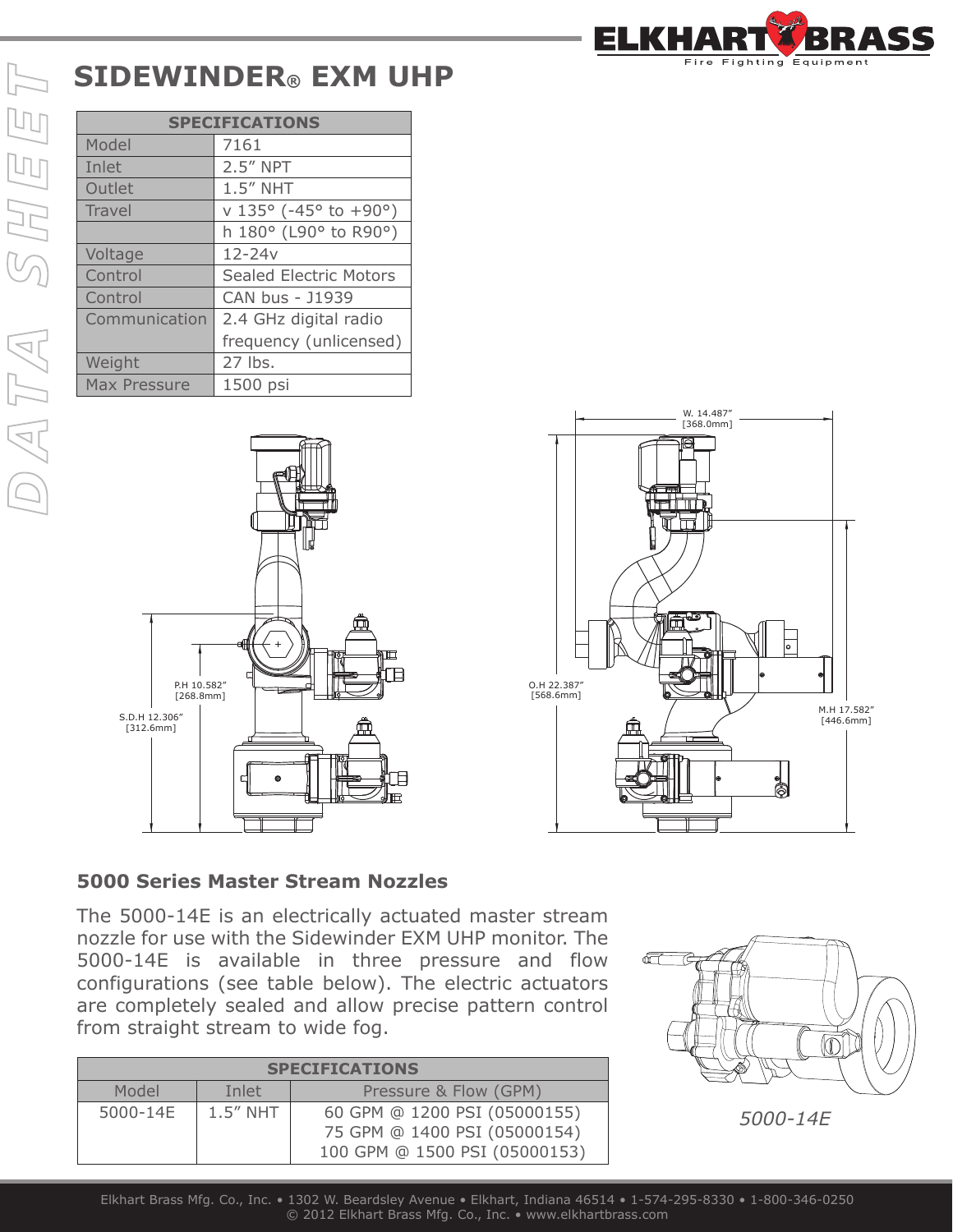# SIDEWINDER® EXM UHP

| SPECIFICATIONS | |
|---|---|
| Model | 7161 |
| Inlet | 2.5" NPT |
| Outlet | 1.5" NHT |
| Travel | v 135° (-45° to +90°) |
| | h 180° (L90° to R90°) |
| Voltage | 12-24v |
| Control | Sealed Electric Motors |
| Control | CAN bus - J1939 |
| Communication | 2.4 GHz digital radio frequency (unlicensed) |
| Weight | 27 lbs. |
| Max Pressure | 1500 psi |

P.H 10.582" [268.8mm]

S.D.H 12.306" [312.6mm]

W. 14.487" [368.0mm]

O.H 22.387" [568.6mm]

M.H 17.582" [446.6mm]

## 5000 Series Master Stream Nozzles

The 5000-14E is an electrically actuated master stream nozzle for use with the Sidewinder EXM UHP monitor. The 5000-14E is available in three pressure and flow configurations (see table below). The electric actuators are completely sealed and allow precise pattern control from straight stream to wide fog.

| SPECIFICATIONS | | |
|---|---|---|
| Model | Inlet | Pressure & Flow (GPM) |
| 5000-14E | 1.5" NHT | 60 GPM @ 1200 PSI (05000155)<br>75 GPM @ 1400 PSI (05000154)<br>100 GPM @ 1500 PSI (05000153) |

*5000-14E*